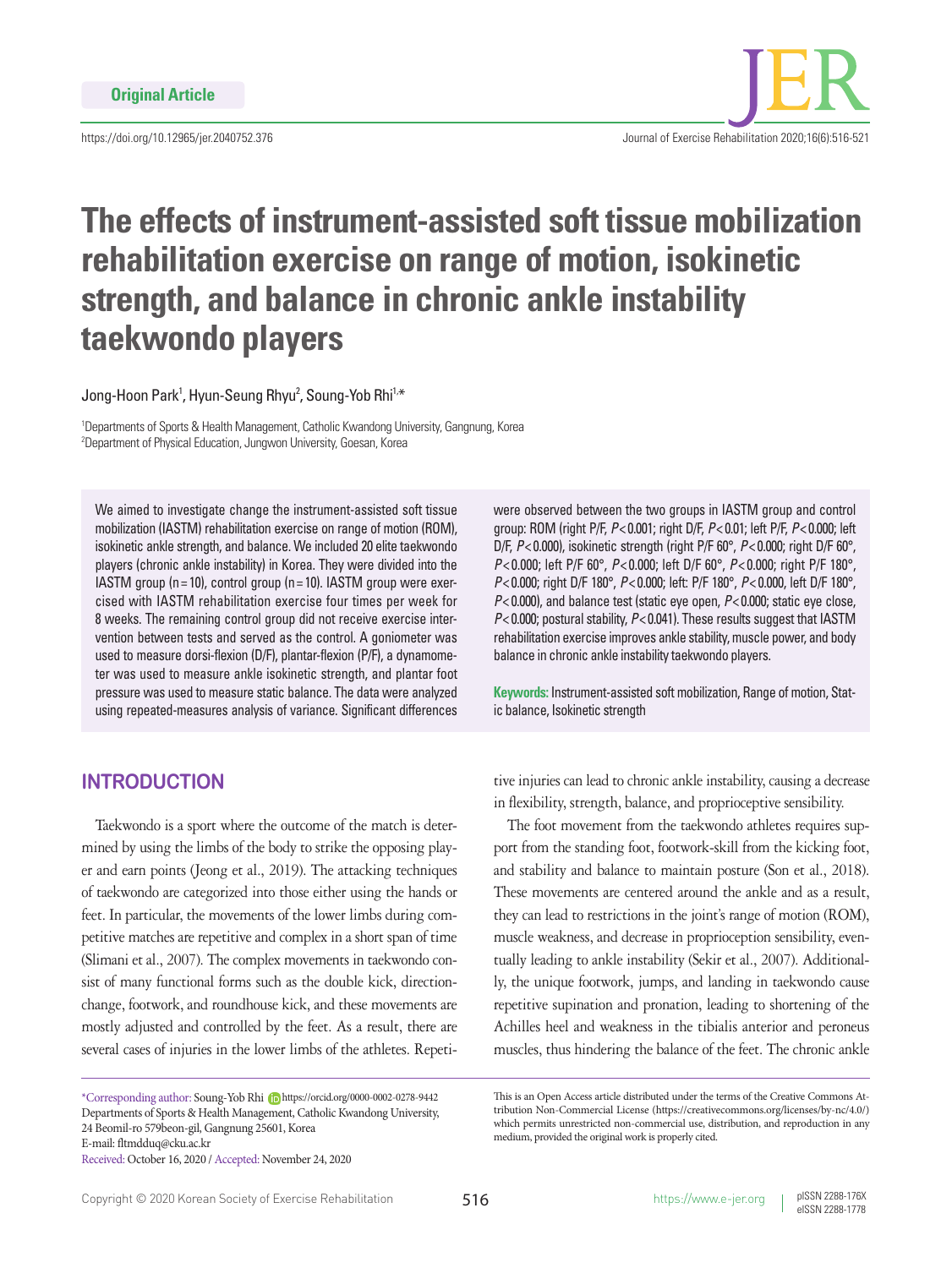Original Article

https://doi.org/10.12965/jer.2040752.376

# The effects of instrument-assisted soft tissue mobilization rehabilitation exercise on range of motion, isokinetic strength, and balance in chronic ankle instability taekwondo players

Jong-Hoon Park[1], Hyun-Seung Rhyu[2], Soung-Yob Rhi[1,*]

[1]Departments of Sports & Health Management, Catholic Kwandong University, Gangnung, Korea
[2]Department of Physical Education, Jungwon University, Goesan, Korea

We aimed to investigate change the instrument-assisted soft tissue mobilization (IASTM) rehabilitation exercise on range of motion (ROM), isokinetic ankle strength, and balance. We included 20 elite taekwondo players (chronic ankle instability) in Korea. They were divided into the IASTM group (n = 10), control group (n = 10). IASTM group were exercised with IASTM rehabilitation exercise four times per week for 8 weeks. The remaining control group did not receive exercise intervention between tests and served as the control. A goniometer was used to measure dorsi-flexion (D/F), plantar-flexion (P/F), a dynamometer was used to measure ankle isokinetic strength, and plantar foot pressure was used to measure static balance. The data were analyzed using repeated-measures analysis of variance. Significant differences were observed between the two groups in IASTM group and control group: ROM (right P/F, $P < 0.001$; right D/F, $P < 0.01$; left P/F, $P < 0.000$; left D/F, $P < 0.000$), isokinetic strength (right P/F 60°, $P < 0.000$; right D/F 60°, $P < 0.000$; left P/F 60°, $P < 0.000$; left D/F 60°, $P < 0.000$; right P/F 180°, $P < 0.000$; right D/F 180°, $P < 0.000$; left: P/F 180°, $P < 0.000$, left D/F 180°, $P < 0.000$), and balance test (static eye open, $P < 0.000$; static eye close, $P < 0.000$; postural stability, $P < 0.041$). These results suggest that IASTM rehabilitation exercise improves ankle stability, muscle power, and body balance in chronic ankle instability taekwondo players.

**Keywords:** Instrument-assisted soft mobilization, Range of motion, Static balance, Isokinetic strength

## INTRODUCTION

Taekwondo is a sport where the outcome of the match is determined by using the limbs of the body to strike the opposing player and earn points (Jeong et al., 2019). The attacking techniques of taekwondo are categorized into those either using the hands or feet. In particular, the movements of the lower limbs during competitive matches are repetitive and complex in a short span of time (Slimani et al., 2007). The complex movements in taekwondo consist of many functional forms such as the double kick, direction-change, footwork, and roundhouse kick, and these movements are mostly adjusted and controlled by the feet. As a result, there are several cases of injuries in the lower limbs of the athletes. Repetitive injuries can lead to chronic ankle instability, causing a decrease in flexibility, strength, balance, and proprioceptive sensibility.

The foot movement from the taekwondo athletes requires support from the standing foot, footwork-skill from the kicking foot, and stability and balance to maintain posture (Son et al., 2018). These movements are centered around the ankle and as a result, they can lead to restrictions in the joint's range of motion (ROM), muscle weakness, and decrease in proprioception sensibility, eventually leading to ankle instability (Sekir et al., 2007). Additionally, the unique footwork, jumps, and landing in taekwondo cause repetitive supination and pronation, leading to shortening of the Achilles heel and weakness in the tibialis anterior and peroneus muscles, thus hindering the balance of the feet. The chronic ankle

*Corresponding author: Soung-Yob Rhi https://orcid.org/0000-0002-0278-9442
Departments of Sports & Health Management, Catholic Kwandong University, 24 Beomil-ro 579beon-gil, Gangnung 25601, Korea
E-mail: fltmdduq@cku.ac.kr
Received: October 16, 2020 / Accepted: November 24, 2020

This is an Open Access article distributed under the terms of the Creative Commons Attribution Non-Commercial License (https://creativecommons.org/licenses/by-nc/4.0/) which permits unrestricted non-commercial use, distribution, and reproduction in any medium, provided the original work is properly cited.

Copyright © 2020 Korean Society of Exercise Rehabilitation

pISSN 2288-176X
eISSN 2288-1778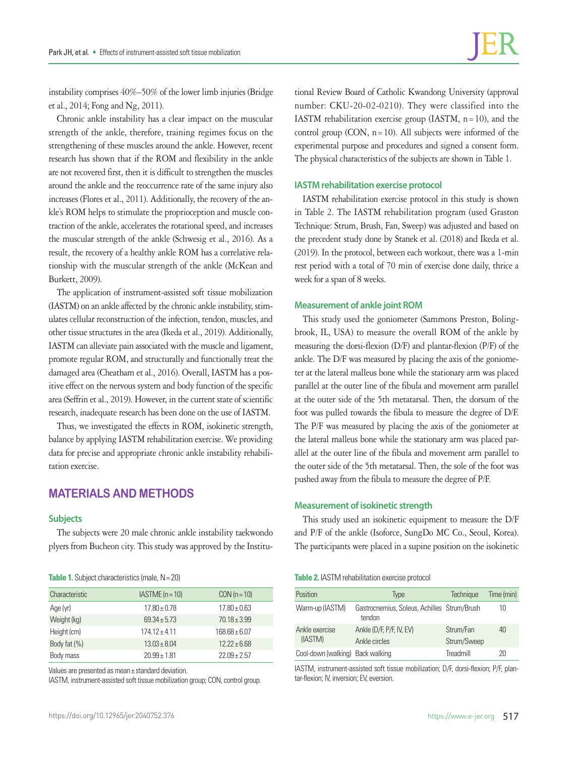instability comprises 40%–50% of the lower limb injuries (Bridge et al., 2014; Fong and Ng, 2011).

Chronic ankle instability has a clear impact on the muscular strength of the ankle, therefore, training regimes focus on the strengthening of these muscles around the ankle. However, recent research has shown that if the ROM and flexibility in the ankle are not recovered first, then it is difficult to strengthen the muscles around the ankle and the reoccurrence rate of the same injury also increases (Flores et al., 2011). Additionally, the recovery of the ankle's ROM helps to stimulate the proprioception and muscle contraction of the ankle, accelerates the rotational speed, and increases the muscular strength of the ankle (Schwesig et al., 2016). As a result, the recovery of a healthy ankle ROM has a correlative relationship with the muscular strength of the ankle (McKean and Burkett, 2009).

The application of instrument-assisted soft tissue mobilization (IASTM) on an ankle affected by the chronic ankle instability, stimulates cellular reconstruction of the infection, tendon, muscles, and other tissue structures in the area (Ikeda et al., 2019). Additionally, IASTM can alleviate pain associated with the muscle and ligament, promote regular ROM, and structurally and functionally treat the damaged area (Cheatham et al., 2016). Overall, IASTM has a positive effect on the nervous system and body function of the specific area (Seffrin et al., 2019). However, in the current state of scientific research, inadequate research has been done on the use of IASTM.

Thus, we investigated the effects in ROM, isokinetic strength, balance by applying IASTM rehabilitation exercise. We providing data for precise and appropriate chronic ankle instability rehabilitation exercise.

## MATERIALS AND METHODS

### Subjects

The subjects were 20 male chronic ankle instability taekwondo plyers from Bucheon city. This study was approved by the Institutional Review Board of Catholic Kwandong University (approval number: CKU-20-02-0210). They were classified into the IASTM rehabilitation exercise group (IASTM, n=10), and the control group (CON, n=10). All subjects were informed of the experimental purpose and procedures and signed a consent form. The physical characteristics of the subjects are shown in Table 1.

**Table 1.** Subject characteristics (male, N=20)

| Characteristic | IASTME (n=10) | CON (n=10) |
|---|---|---|
| Age (yr) | 17.80±0.78 | 17.80±0.63 |
| Weight (kg) | 69.34±5.73 | 70.18±3.99 |
| Height (cm) | 174.12±4.11 | 168.68±6.07 |
| Body fat (%) | 13.03±8.04 | 12.22±6.68 |
| Body mass | 20.99±1.81 | 22.09±2.57 |

Values are presented as mean±standard deviation.
IASTM, instrument-assisted soft tissue mobilization group; CON, control group.

### IASTM rehabilitation exercise protocol

IASTM rehabilitation exercise protocol in this study is shown in Table 2. The IASTM rehabilitation program (used Graston Technique: Strum, Brush, Fan, Sweep) was adjusted and based on the precedent study done by Stanek et al. (2018) and Ikeda et al. (2019). In the protocol, between each workout, there was a 1-min rest period with a total of 70 min of exercise done daily, thrice a week for a span of 8 weeks.

**Table 2.** IASTM rehabilitation exercise protocol

| Position | Type | Technique | Time (min) |
|---|---|---|---|
| Warm-up (IASTM) | Gastrocnemius, Soleus, Achilles tendon | Strum/Brush | 10 |
| Ankle exercise (IASTM) | Ankle (D/F, P/F, IV, EV) | Strum/Fan | 40 |
| | Ankle circles | Strum/Sweep | |
| Cool-down (walking) | Back walking | Treadmill | 20 |

IASTM, instrument-assisted soft tissue mobilization; D/F, dorsi-flexion; P/F, plantar-flexion; IV, inversion; EV, eversion.

### Measurement of ankle joint ROM

This study used the goniometer (Sammons Preston, Bolingbrook, IL, USA) to measure the overall ROM of the ankle by measuring the dorsi-flexion (D/F) and plantar-flexion (P/F) of the ankle. The D/F was measured by placing the axis of the goniometer at the lateral malleus bone while the stationary arm was placed parallel at the outer line of the fibula and movement arm parallel at the outer side of the 5th metatarsal. Then, the dorsum of the foot was pulled towards the fibula to measure the degree of D/F. The P/F was measured by placing the axis of the goniometer at the lateral malleus bone while the stationary arm was placed parallel at the outer line of the fibula and movement arm parallel to the outer side of the 5th metatarsal. Then, the sole of the foot was pushed away from the fibula to measure the degree of P/F.

### Measurement of isokinetic strength

This study used an isokinetic equipment to measure the D/F and P/F of the ankle (Isoforce, SungDo MC Co., Seoul, Korea). The participants were placed in a supine position on the isokinetic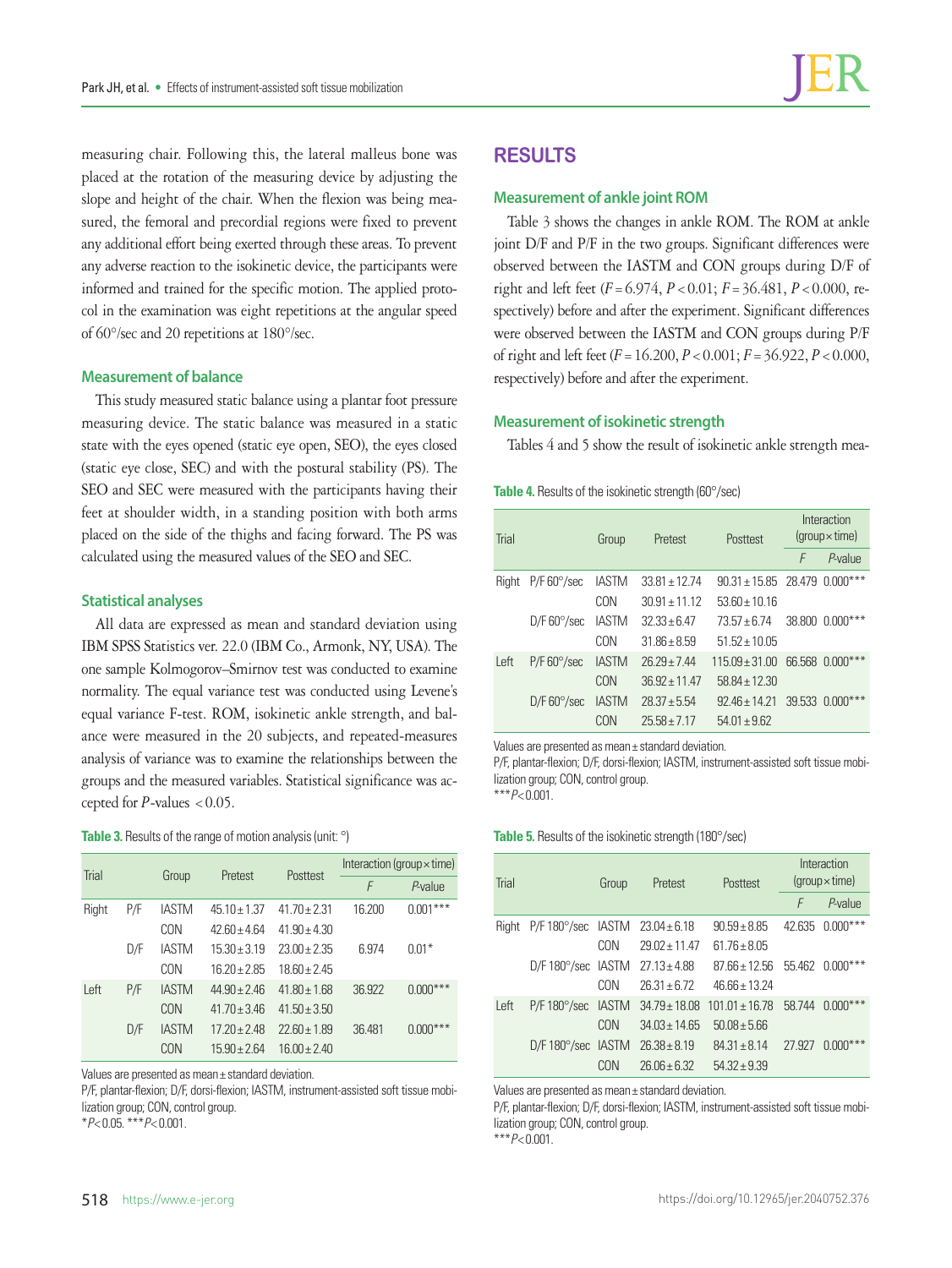measuring chair. Following this, the lateral malleus bone was placed at the rotation of the measuring device by adjusting the slope and height of the chair. When the flexion was being measured, the femoral and precordial regions were fixed to prevent any additional effort being exerted through these areas. To prevent any adverse reaction to the isokinetic device, the participants were informed and trained for the specific motion. The applied protocol in the examination was eight repetitions at the angular speed of 60°/sec and 20 repetitions at 180°/sec.

### Measurement of balance

This study measured static balance using a plantar foot pressure measuring device. The static balance was measured in a static state with the eyes opened (static eye open, SEO), the eyes closed (static eye close, SEC) and with the postural stability (PS). The SEO and SEC were measured with the participants having their feet at shoulder width, in a standing position with both arms placed on the side of the thighs and facing forward. The PS was calculated using the measured values of the SEO and SEC.

### Statistical analyses

All data are expressed as mean and standard deviation using IBM SPSS Statistics ver. 22.0 (IBM Co., Armonk, NY, USA). The one sample Kolmogorov–Smirnov test was conducted to examine normality. The equal variance test was conducted using Levene's equal variance F-test. ROM, isokinetic ankle strength, and balance were measured in the 20 subjects, and repeated-measures analysis of variance was to examine the relationships between the groups and the measured variables. Statistical significance was accepted for $P$-values $<0.05$.

**Table 3.** Results of the range of motion analysis (unit: °)

| Trial | | Group | Pretest | Posttest | Interaction (group × time) | |
|---|---|---|---|---|---|---|
| | | | | | $F$ | $P$-value |
| Right | P/F | IASTM | 45.10 ± 1.37 | 41.70 ± 2.31 | 16.200 | 0.001*** |
| | | CON | 42.60 ± 4.64 | 41.90 ± 4.30 | | |
| | D/F | IASTM | 15.30 ± 3.19 | 23.00 ± 2.35 | 6.974 | 0.01* |
| | | CON | 16.20 ± 2.85 | 18.60 ± 2.45 | | |
| Left | P/F | IASTM | 44.90 ± 2.46 | 41.80 ± 1.68 | 36.922 | 0.000*** |
| | | CON | 41.70 ± 3.46 | 41.50 ± 3.50 | | |
| | D/F | IASTM | 17.20 ± 2.48 | 22.60 ± 1.89 | 36.481 | 0.000*** |
| | | CON | 15.90 ± 2.64 | 16.00 ± 2.40 | | |

Values are presented as mean ± standard deviation.
P/F, plantar-flexion; D/F, dorsi-flexion; IASTM, instrument-assisted soft tissue mobilization group; CON, control group.
*$P<0.05$. ***$P<0.001$.

## RESULTS

### Measurement of ankle joint ROM

Table 3 shows the changes in ankle ROM. The ROM at ankle joint D/F and P/F in the two groups. Significant differences were observed between the IASTM and CON groups during D/F of right and left feet ($F=6.974$, $P<0.01$; $F=36.481$, $P<0.000$, respectively) before and after the experiment. Significant differences were observed between the IASTM and CON groups during P/F of right and left feet ($F=16.200$, $P<0.001$; $F=36.922$, $P<0.000$, respectively) before and after the experiment.

### Measurement of isokinetic strength

Tables 4 and 5 show the result of isokinetic ankle strength mea-

**Table 4.** Results of the isokinetic strength (60°/sec)

| Trial | | Group | Pretest | Posttest | Interaction (group × time) | |
|---|---|---|---|---|---|---|
| | | | | | $F$ | $P$-value |
| Right | P/F 60°/sec | IASTM | 33.81 ± 12.74 | 90.31 ± 15.85 | 28.479 | 0.000*** |
| | | CON | 30.91 ± 11.12 | 53.60 ± 10.16 | | |
| | D/F 60°/sec | IASTM | 32.33 ± 6.47 | 73.57 ± 6.74 | 38.800 | 0.000*** |
| | | CON | 31.86 ± 8.59 | 51.52 ± 10.05 | | |
| Left | P/F 60°/sec | IASTM | 26.29 ± 7.44 | 115.09 ± 31.00 | 66.568 | 0.000*** |
| | | CON | 36.92 ± 11.47 | 58.84 ± 12.30 | | |
| | D/F 60°/sec | IASTM | 28.37 ± 5.54 | 92.46 ± 14.21 | 39.533 | 0.000*** |
| | | CON | 25.58 ± 7.17 | 54.01 ± 9.62 | | |

Values are presented as mean ± standard deviation.
P/F, plantar-flexion; D/F, dorsi-flexion; IASTM, instrument-assisted soft tissue mobilization group; CON, control group.
***$P<0.001$.

**Table 5.** Results of the isokinetic strength (180°/sec)

| Trial | | Group | Pretest | Posttest | Interaction (group × time) | |
|---|---|---|---|---|---|---|
| | | | | | $F$ | $P$-value |
| Right | P/F 180°/sec | IASTM | 23.04 ± 6.18 | 90.59 ± 8.85 | 42.635 | 0.000*** |
| | | CON | 29.02 ± 11.47 | 61.76 ± 8.05 | | |
| | D/F 180°/sec | IASTM | 27.13 ± 4.88 | 87.66 ± 12.56 | 55.462 | 0.000*** |
| | | CON | 26.31 ± 6.72 | 46.66 ± 13.24 | | |
| Left | P/F 180°/sec | IASTM | 34.79 ± 18.08 | 101.01 ± 16.78 | 58.744 | 0.000*** |
| | | CON | 34.03 ± 14.65 | 50.08 ± 5.66 | | |
| | D/F 180°/sec | IASTM | 26.38 ± 8.19 | 84.31 ± 8.14 | 27.927 | 0.000*** |
| | | CON | 26.06 ± 6.32 | 54.32 ± 9.39 | | |

Values are presented as mean ± standard deviation.
P/F, plantar-flexion; D/F, dorsi-flexion; IASTM, instrument-assisted soft tissue mobilization group; CON, control group.
***$P<0.001$.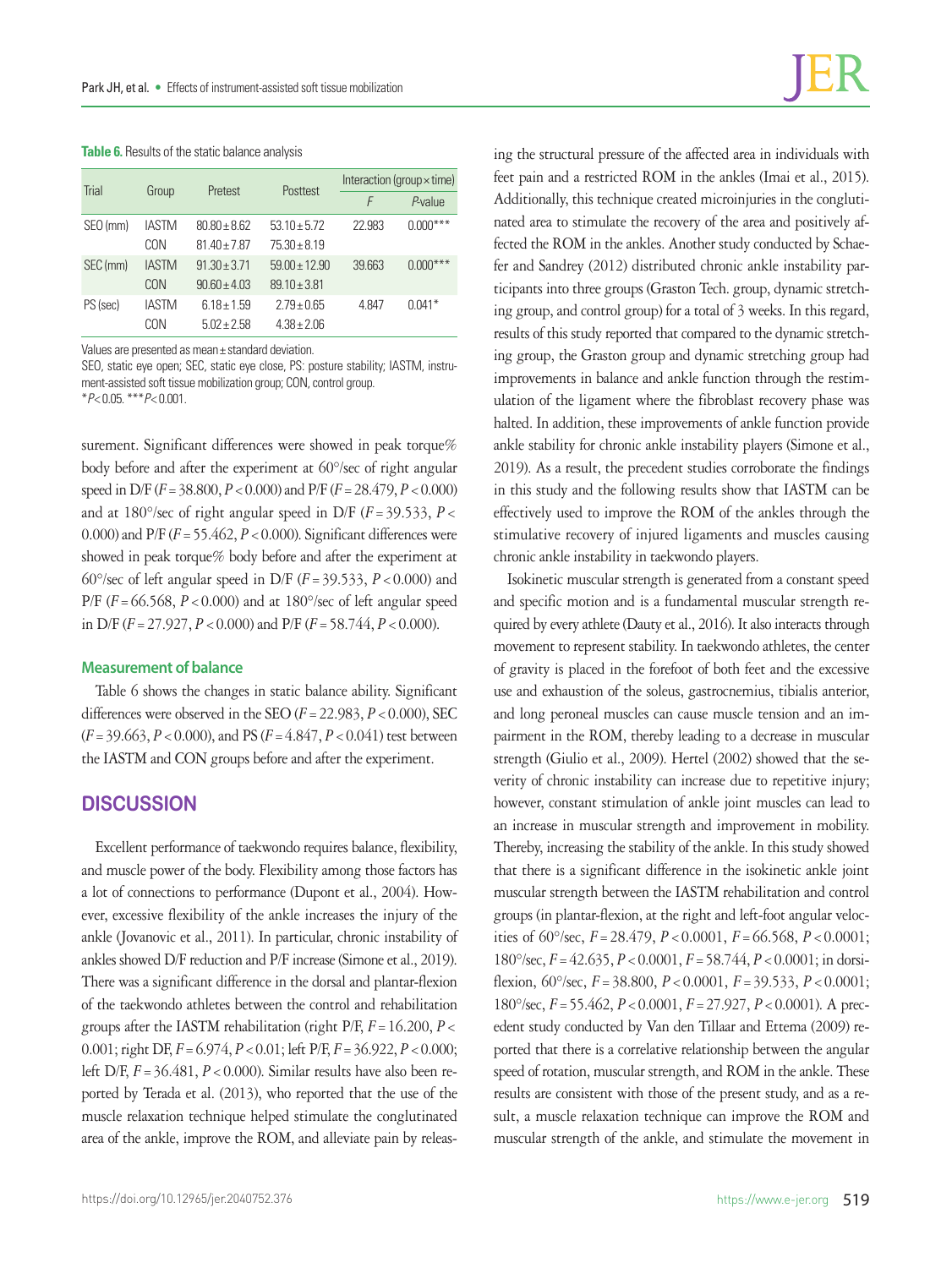**Table 6.** Results of the static balance analysis

| Trial | Group | Pretest | Posttest | Interaction (group × time) | |
|---|---|---|---|---|---|
| | | | | $F$ | $P$-value |
| SEO (mm) | IASTM | 80.80 ± 8.62 | 53.10 ± 5.72 | 22.983 | 0.000*** |
| | CON | 81.40 ± 7.87 | 75.30 ± 8.19 | | |
| SEC (mm) | IASTM | 91.30 ± 3.71 | 59.00 ± 12.90 | 39.663 | 0.000*** |
| | CON | 90.60 ± 4.03 | 89.10 ± 3.81 | | |
| PS (sec) | IASTM | 6.18 ± 1.59 | 2.79 ± 0.65 | 4.847 | 0.041* |
| | CON | 5.02 ± 2.58 | 4.38 ± 2.06 | | |

Values are presented as mean ± standard deviation.
SEO, static eye open; SEC, static eye close, PS: posture stability; IASTM, instrument-assisted soft tissue mobilization group; CON, control group.
*$P$< 0.05. ***$P$< 0.001.

surement. Significant differences were showed in peak torque% body before and after the experiment at 60°/sec of right angular speed in D/F ($F$ = 38.800, $P$ < 0.000) and P/F ($F$ = 28.479, $P$ < 0.000) and at 180°/sec of right angular speed in D/F ($F$ = 39.533, $P$ < 0.000) and P/F ($F$ = 55.462, $P$ < 0.000). Significant differences were showed in peak torque% body before and after the experiment at 60°/sec of left angular speed in D/F ($F$ = 39.533, $P$ < 0.000) and P/F ($F$ = 66.568, $P$ < 0.000) and at 180°/sec of left angular speed in D/F ($F$ = 27.927, $P$ < 0.000) and P/F ($F$ = 58.744, $P$ < 0.000).

### Measurement of balance

Table 6 shows the changes in static balance ability. Significant differences were observed in the SEO ($F$ = 22.983, $P$ < 0.000), SEC ($F$ = 39.663, $P$ < 0.000), and PS ($F$ = 4.847, $P$ < 0.041) test between the IASTM and CON groups before and after the experiment.

## DISCUSSION

Excellent performance of taekwondo requires balance, flexibility, and muscle power of the body. Flexibility among those factors has a lot of connections to performance (Dupont et al., 2004). However, excessive flexibility of the ankle increases the injury of the ankle (Jovanovic et al., 2011). In particular, chronic instability of ankles showed D/F reduction and P/F increase (Simone et al., 2019). There was a significant difference in the dorsal and plantar-flexion of the taekwondo athletes between the control and rehabilitation groups after the IASTM rehabilitation (right P/F, $F$ = 16.200, $P$ < 0.001; right DF, $F$ = 6.974, $P$ < 0.01; left P/F, $F$ = 36.922, $P$ < 0.000; left D/F, $F$ = 36.481, $P$ < 0.000). Similar results have also been reported by Terada et al. (2013), who reported that the use of the muscle relaxation technique helped stimulate the conglutinated area of the ankle, improve the ROM, and alleviate pain by releasing the structural pressure of the affected area in individuals with feet pain and a restricted ROM in the ankles (Imai et al., 2015). Additionally, this technique created microinjuries in the conglutinated area to stimulate the recovery of the area and positively affected the ROM in the ankles. Another study conducted by Schaefer and Sandrey (2012) distributed chronic ankle instability participants into three groups (Graston Tech. group, dynamic stretching group, and control group) for a total of 3 weeks. In this regard, results of this study reported that compared to the dynamic stretching group, the Graston group and dynamic stretching group had improvements in balance and ankle function through the restimulation of the ligament where the fibroblast recovery phase was halted. In addition, these improvements of ankle function provide ankle stability for chronic ankle instability players (Simone et al., 2019). As a result, the precedent studies corroborate the findings in this study and the following results show that IASTM can be effectively used to improve the ROM of the ankles through the stimulative recovery of injured ligaments and muscles causing chronic ankle instability in taekwondo players.

Isokinetic muscular strength is generated from a constant speed and specific motion and is a fundamental muscular strength required by every athlete (Dauty et al., 2016). It also interacts through movement to represent stability. In taekwondo athletes, the center of gravity is placed in the forefoot of both feet and the excessive use and exhaustion of the soleus, gastrocnemius, tibialis anterior, and long peroneal muscles can cause muscle tension and an impairment in the ROM, thereby leading to a decrease in muscular strength (Giulio et al., 2009). Hertel (2002) showed that the severity of chronic instability can increase due to repetitive injury; however, constant stimulation of ankle joint muscles can lead to an increase in muscular strength and improvement in mobility. Thereby, increasing the stability of the ankle. In this study showed that there is a significant difference in the isokinetic ankle joint muscular strength between the IASTM rehabilitation and control groups (in plantar-flexion, at the right and left-foot angular velocities of 60°/sec, $F$ = 28.479, $P$ < 0.0001, $F$ = 66.568, $P$ < 0.0001; 180°/sec, $F$ = 42.635, $P$ < 0.0001, $F$ = 58.744, $P$ < 0.0001; in dorsiflexion, 60°/sec, $F$ = 38.800, $P$ < 0.0001, $F$ = 39.533, $P$ < 0.0001; 180°/sec, $F$ = 55.462, $P$ < 0.0001, $F$ = 27.927, $P$ < 0.0001). A precedent study conducted by Van den Tillaar and Ettema (2009) reported that there is a correlative relationship between the angular speed of rotation, muscular strength, and ROM in the ankle. These results are consistent with those of the present study, and as a result, a muscle relaxation technique can improve the ROM and muscular strength of the ankle, and stimulate the movement in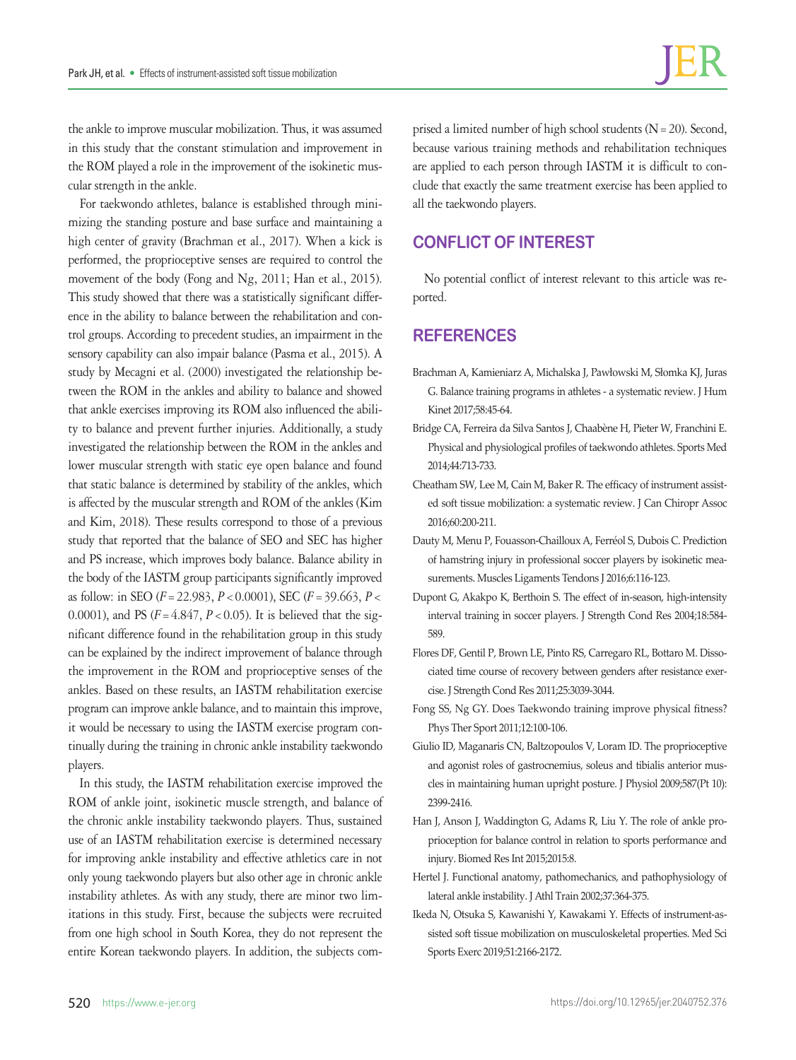the ankle to improve muscular mobilization. Thus, it was assumed in this study that the constant stimulation and improvement in the ROM played a role in the improvement of the isokinetic muscular strength in the ankle.

For taekwondo athletes, balance is established through minimizing the standing posture and base surface and maintaining a high center of gravity (Brachman et al., 2017). When a kick is performed, the proprioceptive senses are required to control the movement of the body (Fong and Ng, 2011; Han et al., 2015). This study showed that there was a statistically significant difference in the ability to balance between the rehabilitation and control groups. According to precedent studies, an impairment in the sensory capability can also impair balance (Pasma et al., 2015). A study by Mecagni et al. (2000) investigated the relationship between the ROM in the ankles and ability to balance and showed that ankle exercises improving its ROM also influenced the ability to balance and prevent further injuries. Additionally, a study investigated the relationship between the ROM in the ankles and lower muscular strength with static eye open balance and found that static balance is determined by stability of the ankles, which is affected by the muscular strength and ROM of the ankles (Kim and Kim, 2018). These results correspond to those of a previous study that reported that the balance of SEO and SEC has higher and PS increase, which improves body balance. Balance ability in the body of the IASTM group participants significantly improved as follow: in SEO ($F = 22.983$, $P < 0.0001$), SEC ($F = 39.663$, $P < 0.0001$), and PS ($F = 4.847$, $P < 0.05$). It is believed that the significant difference found in the rehabilitation group in this study can be explained by the indirect improvement of balance through the improvement in the ROM and proprioceptive senses of the ankles. Based on these results, an IASTM rehabilitation exercise program can improve ankle balance, and to maintain this improve, it would be necessary to using the IASTM exercise program continually during the training in chronic ankle instability taekwondo players.

In this study, the IASTM rehabilitation exercise improved the ROM of ankle joint, isokinetic muscle strength, and balance of the chronic ankle instability taekwondo players. Thus, sustained use of an IASTM rehabilitation exercise is determined necessary for improving ankle instability and effective athletics care in not only young taekwondo players but also other age in chronic ankle instability athletes. As with any study, there are minor two limitations in this study. First, because the subjects were recruited from one high school in South Korea, they do not represent the entire Korean taekwondo players. In addition, the subjects comprised a limited number of high school students ($N = 20$). Second, because various training methods and rehabilitation techniques are applied to each person through IASTM it is difficult to conclude that exactly the same treatment exercise has been applied to all the taekwondo players.

## CONFLICT OF INTEREST

No potential conflict of interest relevant to this article was reported.

## REFERENCES

Brachman A, Kamieniarz A, Michalska J, Pawłowski M, Słomka KJ, Juras G. Balance training programs in athletes - a systematic review. J Hum Kinet 2017;58:45-64.

Bridge CA, Ferreira da Silva Santos J, Chaabène H, Pieter W, Franchini E. Physical and physiological profiles of taekwondo athletes. Sports Med 2014;44:713-733.

Cheatham SW, Lee M, Cain M, Baker R. The efficacy of instrument assisted soft tissue mobilization: a systematic review. J Can Chiropr Assoc 2016;60:200-211.

Dauty M, Menu P, Fouasson-Chailloux A, Ferréol S, Dubois C. Prediction of hamstring injury in professional soccer players by isokinetic measurements. Muscles Ligaments Tendons J 2016;6:116-123.

Dupont G, Akakpo K, Berthoin S. The effect of in-season, high-intensity interval training in soccer players. J Strength Cond Res 2004;18:584-589.

Flores DF, Gentil P, Brown LE, Pinto RS, Carregaro RL, Bottaro M. Dissociated time course of recovery between genders after resistance exercise. J Strength Cond Res 2011;25:3039-3044.

Fong SS, Ng GY. Does Taekwondo training improve physical fitness? Phys Ther Sport 2011;12:100-106.

Giulio ID, Maganaris CN, Baltzopoulos V, Loram ID. The proprioceptive and agonist roles of gastrocnemius, soleus and tibialis anterior muscles in maintaining human upright posture. J Physiol 2009;587(Pt 10):2399-2416.

Han J, Anson J, Waddington G, Adams R, Liu Y. The role of ankle proprioception for balance control in relation to sports performance and injury. Biomed Res Int 2015;2015:8.

Hertel J. Functional anatomy, pathomechanics, and pathophysiology of lateral ankle instability. J Athl Train 2002;37:364-375.

Ikeda N, Otsuka S, Kawanishi Y, Kawakami Y. Effects of instrument-assisted soft tissue mobilization on musculoskeletal properties. Med Sci Sports Exerc 2019;51:2166-2172.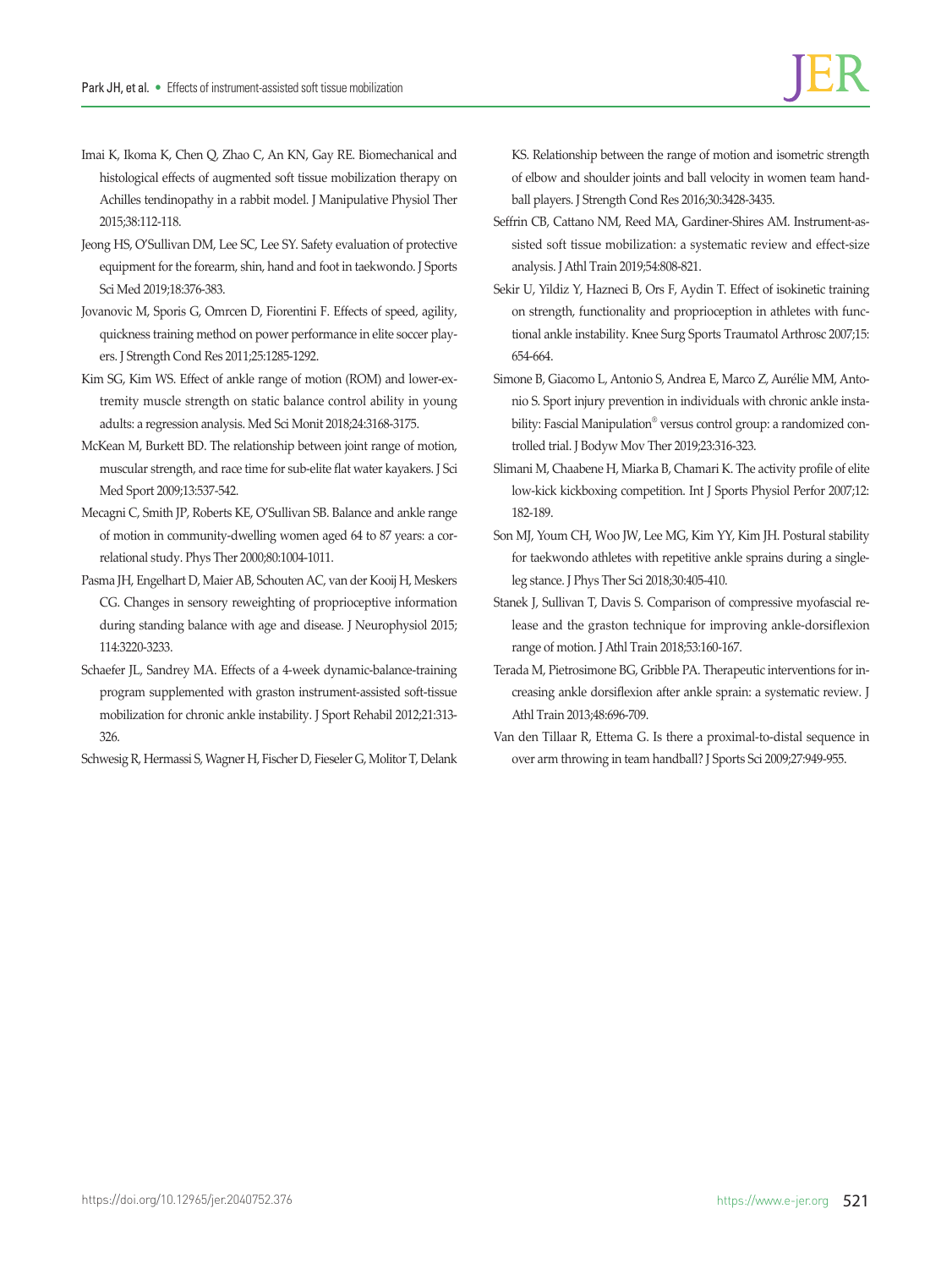Imai K, Ikoma K, Chen Q, Zhao C, An KN, Gay RE. Biomechanical and histological effects of augmented soft tissue mobilization therapy on Achilles tendinopathy in a rabbit model. J Manipulative Physiol Ther 2015;38:112-118.

Jeong HS, O'Sullivan DM, Lee SC, Lee SY. Safety evaluation of protective equipment for the forearm, shin, hand and foot in taekwondo. J Sports Sci Med 2019;18:376-383.

Jovanovic M, Sporis G, Omrcen D, Fiorentini F. Effects of speed, agility, quickness training method on power performance in elite soccer players. J Strength Cond Res 2011;25:1285-1292.

Kim SG, Kim WS. Effect of ankle range of motion (ROM) and lower-extremity muscle strength on static balance control ability in young adults: a regression analysis. Med Sci Monit 2018;24:3168-3175.

McKean M, Burkett BD. The relationship between joint range of motion, muscular strength, and race time for sub-elite flat water kayakers. J Sci Med Sport 2009;13:537-542.

Mecagni C, Smith JP, Roberts KE, O'Sullivan SB. Balance and ankle range of motion in community-dwelling women aged 64 to 87 years: a correlational study. Phys Ther 2000;80:1004-1011.

Pasma JH, Engelhart D, Maier AB, Schouten AC, van der Kooij H, Meskers CG. Changes in sensory reweighting of proprioceptive information during standing balance with age and disease. J Neurophysiol 2015;114:3220-3233.

Schaefer JL, Sandrey MA. Effects of a 4-week dynamic-balance-training program supplemented with graston instrument-assisted soft-tissue mobilization for chronic ankle instability. J Sport Rehabil 2012;21:313-326.

Schwesig R, Hermassi S, Wagner H, Fischer D, Fieseler G, Molitor T, Delank KS. Relationship between the range of motion and isometric strength of elbow and shoulder joints and ball velocity in women team handball players. J Strength Cond Res 2016;30:3428-3435.

Seffrin CB, Cattano NM, Reed MA, Gardiner-Shires AM. Instrument-assisted soft tissue mobilization: a systematic review and effect-size analysis. J Athl Train 2019;54:808-821.

Sekir U, Yildiz Y, Hazneci B, Ors F, Aydin T. Effect of isokinetic training on strength, functionality and proprioception in athletes with functional ankle instability. Knee Surg Sports Traumatol Arthrosc 2007;15:654-664.

Simone B, Giacomo L, Antonio S, Andrea E, Marco Z, Aurélie MM, Antonio S. Sport injury prevention in individuals with chronic ankle instability: Fascial Manipulation® versus control group: a randomized controlled trial. J Bodyw Mov Ther 2019;23:316-323.

Slimani M, Chaabene H, Miarka B, Chamari K. The activity profile of elite low-kick kickboxing competition. Int J Sports Physiol Perfor 2007;12:182-189.

Son MJ, Youm CH, Woo JW, Lee MG, Kim YY, Kim JH. Postural stability for taekwondo athletes with repetitive ankle sprains during a single-leg stance. J Phys Ther Sci 2018;30:405-410.

Stanek J, Sullivan T, Davis S. Comparison of compressive myofascial release and the graston technique for improving ankle-dorsiflexion range of motion. J Athl Train 2018;53:160-167.

Terada M, Pietrosimone BG, Gribble PA. Therapeutic interventions for increasing ankle dorsiflexion after ankle sprain: a systematic review. J Athl Train 2013;48:696-709.

Van den Tillaar R, Ettema G. Is there a proximal-to-distal sequence in over arm throwing in team handball? J Sports Sci 2009;27:949-955.